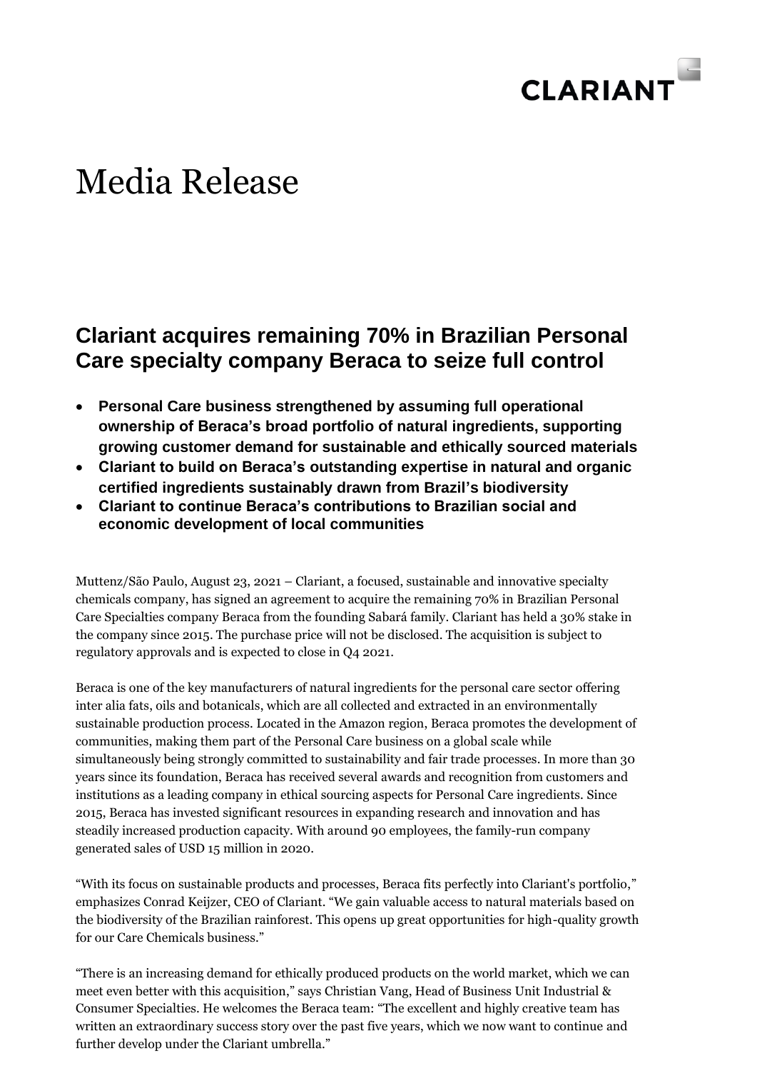CLARIANT

# Media Release

## Clariant acquires remaining 70% in Brazilian Personal Care specialty company Beraca to seize full control

- **Personal Care business strengthened by assuming full operational ownership of Beraca's broad portfolio of natural ingredients, supporting growing customer demand for sustainable and ethically sourced materials**
- **Clariant to build on Beraca's outstanding expertise in natural and organic certified ingredients sustainably drawn from Brazil's biodiversity**
- **Clariant to continue Beraca's contributions to Brazilian social and economic development of local communities**

Muttenz/São Paulo, August 23, 2021 – Clariant, a focused, sustainable and innovative specialty chemicals company, has signed an agreement to acquire the remaining 70% in Brazilian Personal Care Specialties company Beraca from the founding Sabará family. Clariant has held a 30% stake in the company since 2015. The purchase price will not be disclosed. The acquisition is subject to regulatory approvals and is expected to close in Q4 2021.

Beraca is one of the key manufacturers of natural ingredients for the personal care sector offering inter alia fats, oils and botanicals, which are all collected and extracted in an environmentally sustainable production process. Located in the Amazon region, Beraca promotes the development of communities, making them part of the Personal Care business on a global scale while simultaneously being strongly committed to sustainability and fair trade processes. In more than 30 years since its foundation, Beraca has received several awards and recognition from customers and institutions as a leading company in ethical sourcing aspects for Personal Care ingredients. Since 2015, Beraca has invested significant resources in expanding research and innovation and has steadily increased production capacity. With around 90 employees, the family-run company generated sales of USD 15 million in 2020.

"With its focus on sustainable products and processes, Beraca fits perfectly into Clariant's portfolio," emphasizes Conrad Keijzer, CEO of Clariant. "We gain valuable access to natural materials based on the biodiversity of the Brazilian rainforest. This opens up great opportunities for high-quality growth for our Care Chemicals business."

"There is an increasing demand for ethically produced products on the world market, which we can meet even better with this acquisition," says Christian Vang, Head of Business Unit Industrial & Consumer Specialties. He welcomes the Beraca team: "The excellent and highly creative team has written an extraordinary success story over the past five years, which we now want to continue and further develop under the Clariant umbrella."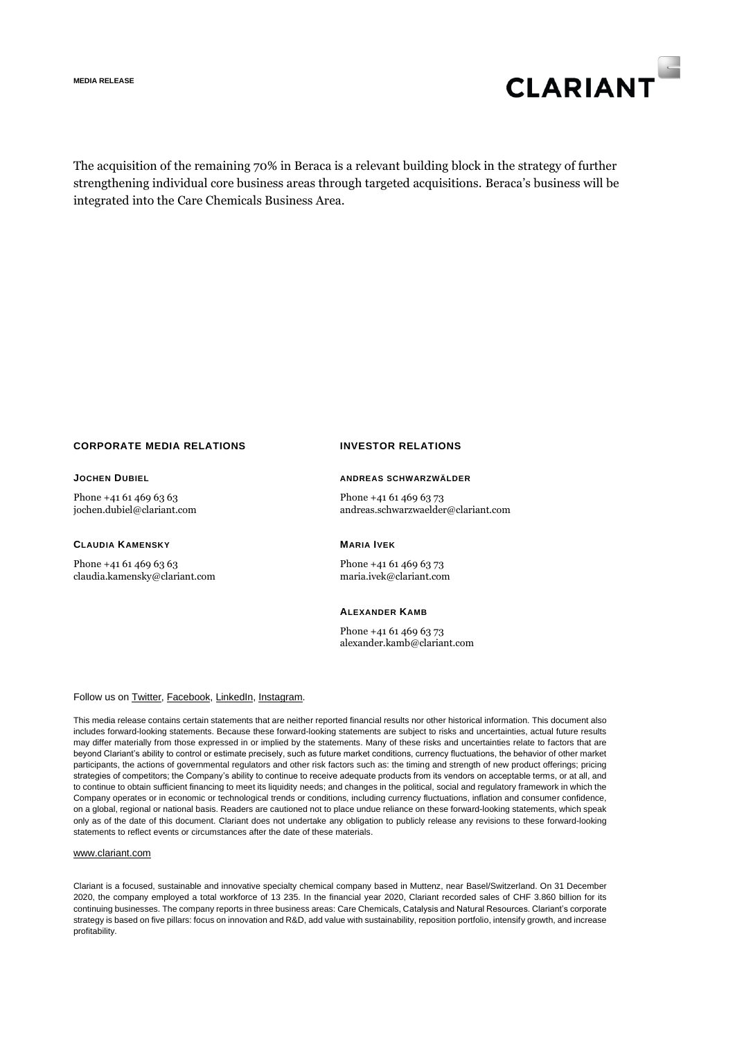The acquisition of the remaining 70% in Beraca is a relevant building block in the strategy of further strengthening individual core business areas through targeted acquisitions. Beraca's business will be integrated into the Care Chemicals Business Area.

## CORPORATE MEDIA RELATIONS

**JOCHEN DUBIEL**

Phone +41 61 469 63 63
jochen.dubiel@clariant.com

**CLAUDIA KAMENSKY**

Phone +41 61 469 63 63
claudia.kamensky@clariant.com

## INVESTOR RELATIONS

**ANDREAS SCHWARZWÄLDER**

Phone +41 61 469 63 73
andreas.schwarzwaelder@clariant.com

**MARIA IVEK**

Phone +41 61 469 63 73
maria.ivek@clariant.com

**ALEXANDER KAMB**

Phone +41 61 469 63 73
alexander.kamb@clariant.com

Follow us on Twitter, Facebook, LinkedIn, Instagram.

This media release contains certain statements that are neither reported financial results nor other historical information. This document also includes forward-looking statements. Because these forward-looking statements are subject to risks and uncertainties, actual future results may differ materially from those expressed in or implied by the statements. Many of these risks and uncertainties relate to factors that are beyond Clariant's ability to control or estimate precisely, such as future market conditions, currency fluctuations, the behavior of other market participants, the actions of governmental regulators and other risk factors such as: the timing and strength of new product offerings; pricing strategies of competitors; the Company's ability to continue to receive adequate products from its vendors on acceptable terms, or at all, and to continue to obtain sufficient financing to meet its liquidity needs; and changes in the political, social and regulatory framework in which the Company operates or in economic or technological trends or conditions, including currency fluctuations, inflation and consumer confidence, on a global, regional or national basis. Readers are cautioned not to place undue reliance on these forward-looking statements, which speak only as of the date of this document. Clariant does not undertake any obligation to publicly release any revisions to these forward-looking statements to reflect events or circumstances after the date of these materials.

www.clariant.com

Clariant is a focused, sustainable and innovative specialty chemical company based in Muttenz, near Basel/Switzerland. On 31 December 2020, the company employed a total workforce of 13 235. In the financial year 2020, Clariant recorded sales of CHF 3.860 billion for its continuing businesses. The company reports in three business areas: Care Chemicals, Catalysis and Natural Resources. Clariant's corporate strategy is based on five pillars: focus on innovation and R&D, add value with sustainability, reposition portfolio, intensify growth, and increase profitability.